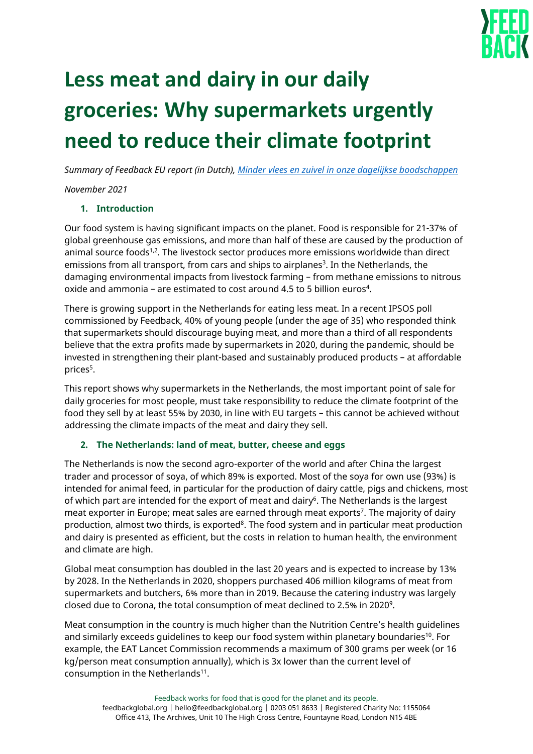# Less meat and dairy in our daily groceries: Why supermarkets urgently need to reduce their climate footprint

*Summary of Feedback EU report (in Dutch), [Minder vlees en zuivel in onze dagelijkse boodschappen](#)*

*November 2021*

## 1. Introduction

Our food system is having significant impacts on the planet. Food is responsible for 21-37% of global greenhouse gas emissions, and more than half of these are caused by the production of animal source foods[1,2]. The livestock sector produces more emissions worldwide than direct emissions from all transport, from cars and ships to airplanes[3]. In the Netherlands, the damaging environmental impacts from livestock farming – from methane emissions to nitrous oxide and ammonia – are estimated to cost around 4.5 to 5 billion euros[4].

There is growing support in the Netherlands for eating less meat. In a recent IPSOS poll commissioned by Feedback, 40% of young people (under the age of 35) who responded think that supermarkets should discourage buying meat, and more than a third of all respondents believe that the extra profits made by supermarkets in 2020, during the pandemic, should be invested in strengthening their plant-based and sustainably produced products – at affordable prices[5].

This report shows why supermarkets in the Netherlands, the most important point of sale for daily groceries for most people, must take responsibility to reduce the climate footprint of the food they sell by at least 55% by 2030, in line with EU targets – this cannot be achieved without addressing the climate impacts of the meat and dairy they sell.

## 2. The Netherlands: land of meat, butter, cheese and eggs

The Netherlands is now the second agro-exporter of the world and after China the largest trader and processor of soya, of which 89% is exported. Most of the soya for own use (93%) is intended for animal feed, in particular for the production of dairy cattle, pigs and chickens, most of which part are intended for the export of meat and dairy[6]. The Netherlands is the largest meat exporter in Europe; meat sales are earned through meat exports[7]. The majority of dairy production, almost two thirds, is exported[8]. The food system and in particular meat production and dairy is presented as efficient, but the costs in relation to human health, the environment and climate are high.

Global meat consumption has doubled in the last 20 years and is expected to increase by 13% by 2028. In the Netherlands in 2020, shoppers purchased 406 million kilograms of meat from supermarkets and butchers, 6% more than in 2019. Because the catering industry was largely closed due to Corona, the total consumption of meat declined to 2.5% in 2020[9].

Meat consumption in the country is much higher than the Nutrition Centre's health guidelines and similarly exceeds guidelines to keep our food system within planetary boundaries[10]. For example, the EAT Lancet Commission recommends a maximum of 300 grams per week (or 16 kg/person meat consumption annually), which is 3x lower than the current level of consumption in the Netherlands[11].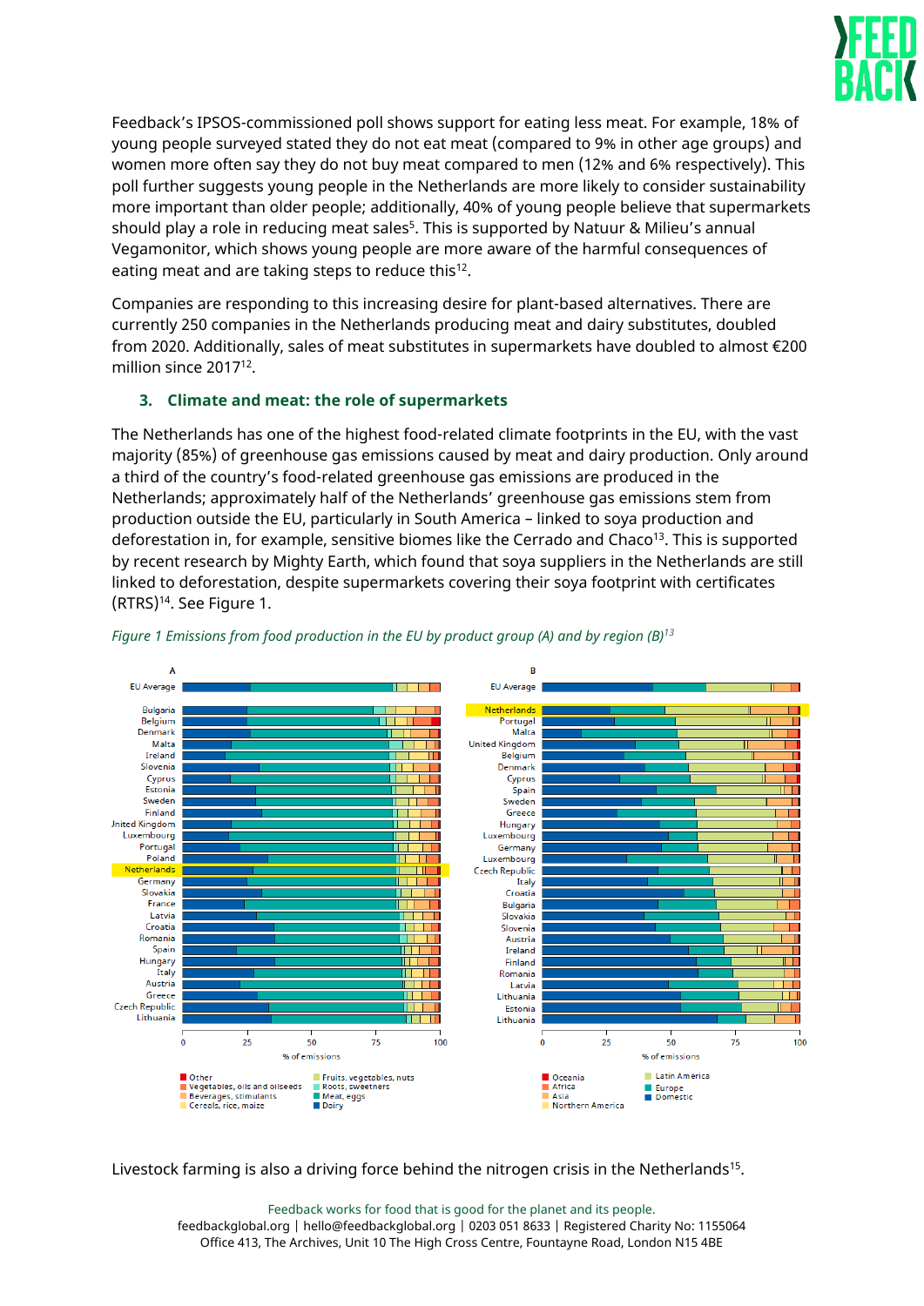Feedback's IPSOS-commissioned poll shows support for eating less meat. For example, 18% of young people surveyed stated they do not eat meat (compared to 9% in other age groups) and women more often say they do not buy meat compared to men (12% and 6% respectively). This poll further suggests young people in the Netherlands are more likely to consider sustainability more important than older people; additionally, 40% of young people believe that supermarkets should play a role in reducing meat sales[5]. This is supported by Natuur & Milieu's annual Vegamonitor, which shows young people are more aware of the harmful consequences of eating meat and are taking steps to reduce this[12].

Companies are responding to this increasing desire for plant-based alternatives. There are currently 250 companies in the Netherlands producing meat and dairy substitutes, doubled from 2020. Additionally, sales of meat substitutes in supermarkets have doubled to almost €200 million since 2017[12].

### 3. Climate and meat: the role of supermarkets

The Netherlands has one of the highest food-related climate footprints in the EU, with the vast majority (85%) of greenhouse gas emissions caused by meat and dairy production. Only around a third of the country's food-related greenhouse gas emissions are produced in the Netherlands; approximately half of the Netherlands' greenhouse gas emissions stem from production outside the EU, particularly in South America – linked to soya production and deforestation in, for example, sensitive biomes like the Cerrado and Chaco[13]. This is supported by recent research by Mighty Earth, which found that soya suppliers in the Netherlands are still linked to deforestation, despite supermarkets covering their soya footprint with certificates (RTRS)[14]. See Figure 1.

*Figure 1 Emissions from food production in the EU by product group (A) and by region (B)[13]*

Livestock farming is also a driving force behind the nitrogen crisis in the Netherlands[15].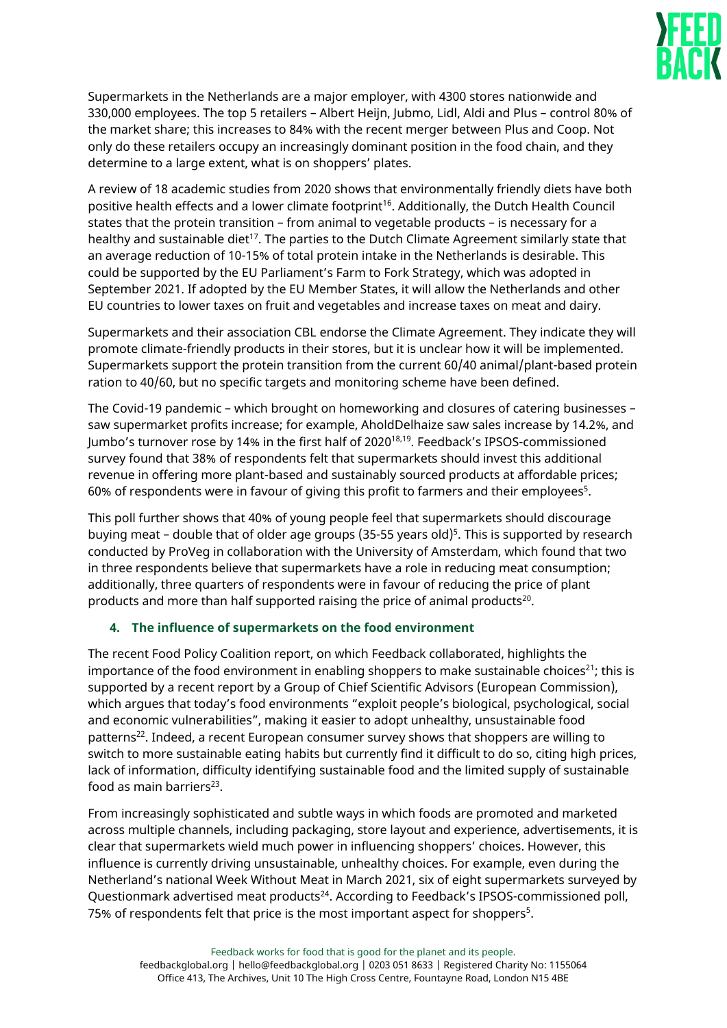Supermarkets in the Netherlands are a major employer, with 4300 stores nationwide and 330,000 employees. The top 5 retailers – Albert Heijn, Jubmo, Lidl, Aldi and Plus – control 80% of the market share; this increases to 84% with the recent merger between Plus and Coop. Not only do these retailers occupy an increasingly dominant position in the food chain, and they determine to a large extent, what is on shoppers' plates.

A review of 18 academic studies from 2020 shows that environmentally friendly diets have both positive health effects and a lower climate footprint[16]. Additionally, the Dutch Health Council states that the protein transition – from animal to vegetable products – is necessary for a healthy and sustainable diet[17]. The parties to the Dutch Climate Agreement similarly state that an average reduction of 10-15% of total protein intake in the Netherlands is desirable. This could be supported by the EU Parliament's Farm to Fork Strategy, which was adopted in September 2021. If adopted by the EU Member States, it will allow the Netherlands and other EU countries to lower taxes on fruit and vegetables and increase taxes on meat and dairy.

Supermarkets and their association CBL endorse the Climate Agreement. They indicate they will promote climate-friendly products in their stores, but it is unclear how it will be implemented. Supermarkets support the protein transition from the current 60/40 animal/plant-based protein ration to 40/60, but no specific targets and monitoring scheme have been defined.

The Covid-19 pandemic – which brought on homeworking and closures of catering businesses – saw supermarket profits increase; for example, AholdDelhaize saw sales increase by 14.2%, and Jumbo's turnover rose by 14% in the first half of 2020[18,19]. Feedback's IPSOS-commissioned survey found that 38% of respondents felt that supermarkets should invest this additional revenue in offering more plant-based and sustainably sourced products at affordable prices; 60% of respondents were in favour of giving this profit to farmers and their employees[5].

This poll further shows that 40% of young people feel that supermarkets should discourage buying meat – double that of older age groups (35-55 years old)[5]. This is supported by research conducted by ProVeg in collaboration with the University of Amsterdam, which found that two in three respondents believe that supermarkets have a role in reducing meat consumption; additionally, three quarters of respondents were in favour of reducing the price of plant products and more than half supported raising the price of animal products[20].

## 4. The influence of supermarkets on the food environment

The recent Food Policy Coalition report, on which Feedback collaborated, highlights the importance of the food environment in enabling shoppers to make sustainable choices[21]; this is supported by a recent report by a Group of Chief Scientific Advisors (European Commission), which argues that today's food environments "exploit people's biological, psychological, social and economic vulnerabilities", making it easier to adopt unhealthy, unsustainable food patterns[22]. Indeed, a recent European consumer survey shows that shoppers are willing to switch to more sustainable eating habits but currently find it difficult to do so, citing high prices, lack of information, difficulty identifying sustainable food and the limited supply of sustainable food as main barriers[23].

From increasingly sophisticated and subtle ways in which foods are promoted and marketed across multiple channels, including packaging, store layout and experience, advertisements, it is clear that supermarkets wield much power in influencing shoppers' choices. However, this influence is currently driving unsustainable, unhealthy choices. For example, even during the Netherland's national Week Without Meat in March 2021, six of eight supermarkets surveyed by Questionmark advertised meat products[24]. According to Feedback's IPSOS-commissioned poll, 75% of respondents felt that price is the most important aspect for shoppers[5].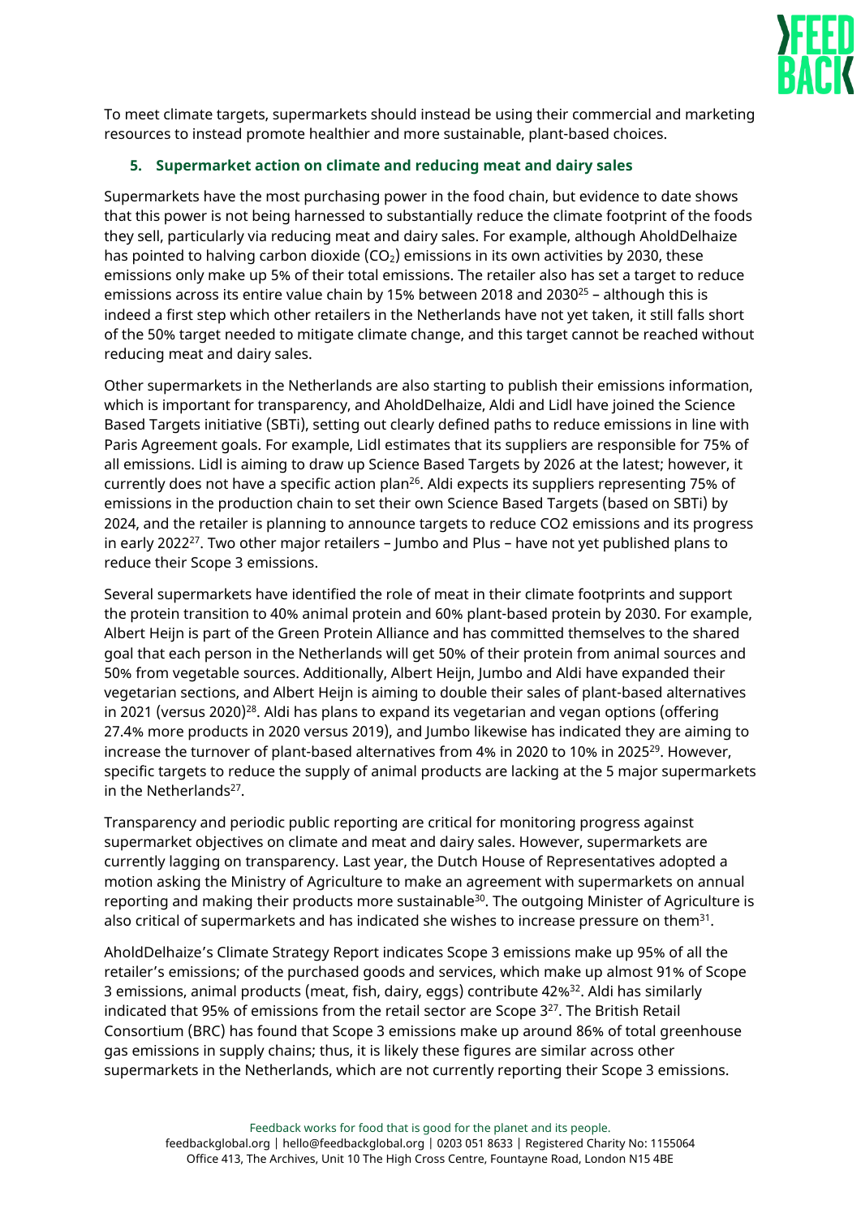To meet climate targets, supermarkets should instead be using their commercial and marketing resources to instead promote healthier and more sustainable, plant-based choices.

## 5. Supermarket action on climate and reducing meat and dairy sales

Supermarkets have the most purchasing power in the food chain, but evidence to date shows that this power is not being harnessed to substantially reduce the climate footprint of the foods they sell, particularly via reducing meat and dairy sales. For example, although AholdDelhaize has pointed to halving carbon dioxide ($CO_2$) emissions in its own activities by 2030, these emissions only make up 5% of their total emissions. The retailer also has set a target to reduce emissions across its entire value chain by 15% between 2018 and 2030[25] – although this is indeed a first step which other retailers in the Netherlands have not yet taken, it still falls short of the 50% target needed to mitigate climate change, and this target cannot be reached without reducing meat and dairy sales.

Other supermarkets in the Netherlands are also starting to publish their emissions information, which is important for transparency, and AholdDelhaize, Aldi and Lidl have joined the Science Based Targets initiative (SBTi), setting out clearly defined paths to reduce emissions in line with Paris Agreement goals. For example, Lidl estimates that its suppliers are responsible for 75% of all emissions. Lidl is aiming to draw up Science Based Targets by 2026 at the latest; however, it currently does not have a specific action plan[26]. Aldi expects its suppliers representing 75% of emissions in the production chain to set their own Science Based Targets (based on SBTi) by 2024, and the retailer is planning to announce targets to reduce CO2 emissions and its progress in early 2022[27]. Two other major retailers – Jumbo and Plus – have not yet published plans to reduce their Scope 3 emissions.

Several supermarkets have identified the role of meat in their climate footprints and support the protein transition to 40% animal protein and 60% plant-based protein by 2030. For example, Albert Heijn is part of the Green Protein Alliance and has committed themselves to the shared goal that each person in the Netherlands will get 50% of their protein from animal sources and 50% from vegetable sources. Additionally, Albert Heijn, Jumbo and Aldi have expanded their vegetarian sections, and Albert Heijn is aiming to double their sales of plant-based alternatives in 2021 (versus 2020)[28]. Aldi has plans to expand its vegetarian and vegan options (offering 27.4% more products in 2020 versus 2019), and Jumbo likewise has indicated they are aiming to increase the turnover of plant-based alternatives from 4% in 2020 to 10% in 2025[29]. However, specific targets to reduce the supply of animal products are lacking at the 5 major supermarkets in the Netherlands[27].

Transparency and periodic public reporting are critical for monitoring progress against supermarket objectives on climate and meat and dairy sales. However, supermarkets are currently lagging on transparency. Last year, the Dutch House of Representatives adopted a motion asking the Ministry of Agriculture to make an agreement with supermarkets on annual reporting and making their products more sustainable[30]. The outgoing Minister of Agriculture is also critical of supermarkets and has indicated she wishes to increase pressure on them[31].

AholdDelhaize's Climate Strategy Report indicates Scope 3 emissions make up 95% of all the retailer's emissions; of the purchased goods and services, which make up almost 91% of Scope 3 emissions, animal products (meat, fish, dairy, eggs) contribute 42%[32]. Aldi has similarly indicated that 95% of emissions from the retail sector are Scope 3[27]. The British Retail Consortium (BRC) has found that Scope 3 emissions make up around 86% of total greenhouse gas emissions in supply chains; thus, it is likely these figures are similar across other supermarkets in the Netherlands, which are not currently reporting their Scope 3 emissions.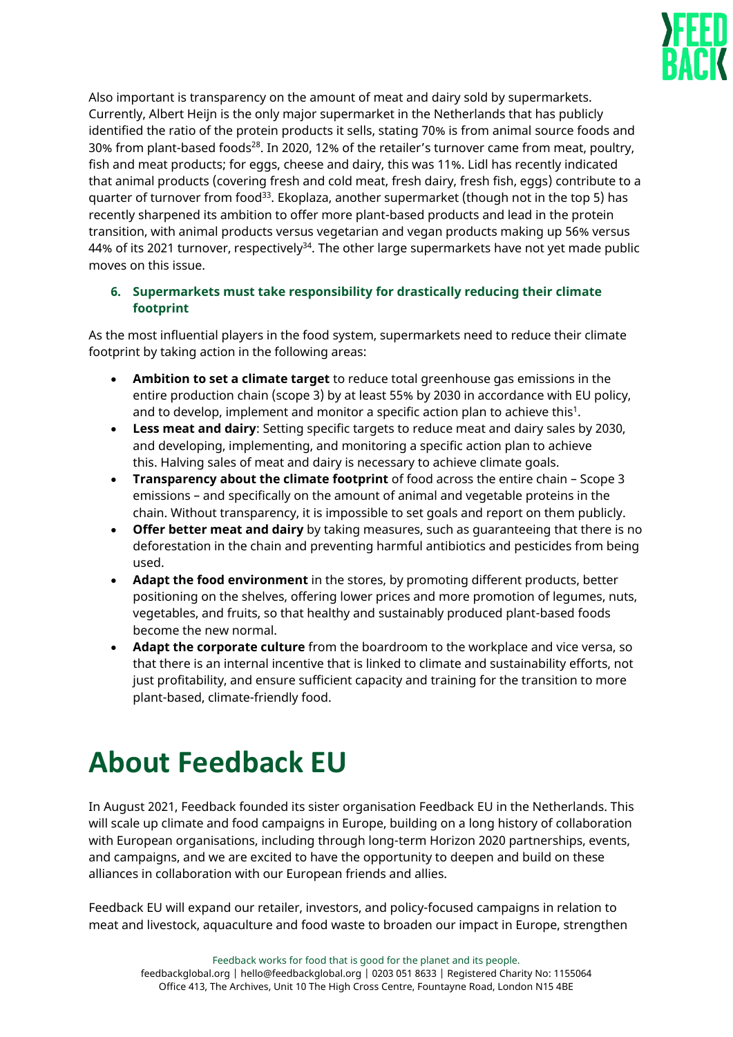Also important is transparency on the amount of meat and dairy sold by supermarkets. Currently, Albert Heijn is the only major supermarket in the Netherlands that has publicly identified the ratio of the protein products it sells, stating 70% is from animal source foods and 30% from plant-based foods[28]. In 2020, 12% of the retailer's turnover came from meat, poultry, fish and meat products; for eggs, cheese and dairy, this was 11%. Lidl has recently indicated that animal products (covering fresh and cold meat, fresh dairy, fresh fish, eggs) contribute to a quarter of turnover from food[33]. Ekoplaza, another supermarket (though not in the top 5) has recently sharpened its ambition to offer more plant-based products and lead in the protein transition, with animal products versus vegetarian and vegan products making up 56% versus 44% of its 2021 turnover, respectively[34]. The other large supermarkets have not yet made public moves on this issue.

6. **Supermarkets must take responsibility for drastically reducing their climate footprint**

As the most influential players in the food system, supermarkets need to reduce their climate footprint by taking action in the following areas:

- **Ambition to set a climate target** to reduce total greenhouse gas emissions in the entire production chain (scope 3) by at least 55% by 2030 in accordance with EU policy, and to develop, implement and monitor a specific action plan to achieve this[1].
- **Less meat and dairy**: Setting specific targets to reduce meat and dairy sales by 2030, and developing, implementing, and monitoring a specific action plan to achieve this. Halving sales of meat and dairy is necessary to achieve climate goals.
- **Transparency about the climate footprint** of food across the entire chain – Scope 3 emissions – and specifically on the amount of animal and vegetable proteins in the chain. Without transparency, it is impossible to set goals and report on them publicly.
- **Offer better meat and dairy** by taking measures, such as guaranteeing that there is no deforestation in the chain and preventing harmful antibiotics and pesticides from being used.
- **Adapt the food environment** in the stores, by promoting different products, better positioning on the shelves, offering lower prices and more promotion of legumes, nuts, vegetables, and fruits, so that healthy and sustainably produced plant-based foods become the new normal.
- **Adapt the corporate culture** from the boardroom to the workplace and vice versa, so that there is an internal incentive that is linked to climate and sustainability efforts, not just profitability, and ensure sufficient capacity and training for the transition to more plant-based, climate-friendly food.

# About Feedback EU

In August 2021, Feedback founded its sister organisation Feedback EU in the Netherlands. This will scale up climate and food campaigns in Europe, building on a long history of collaboration with European organisations, including through long-term Horizon 2020 partnerships, events, and campaigns, and we are excited to have the opportunity to deepen and build on these alliances in collaboration with our European friends and allies.

Feedback EU will expand our retailer, investors, and policy-focused campaigns in relation to meat and livestock, aquaculture and food waste to broaden our impact in Europe, strengthen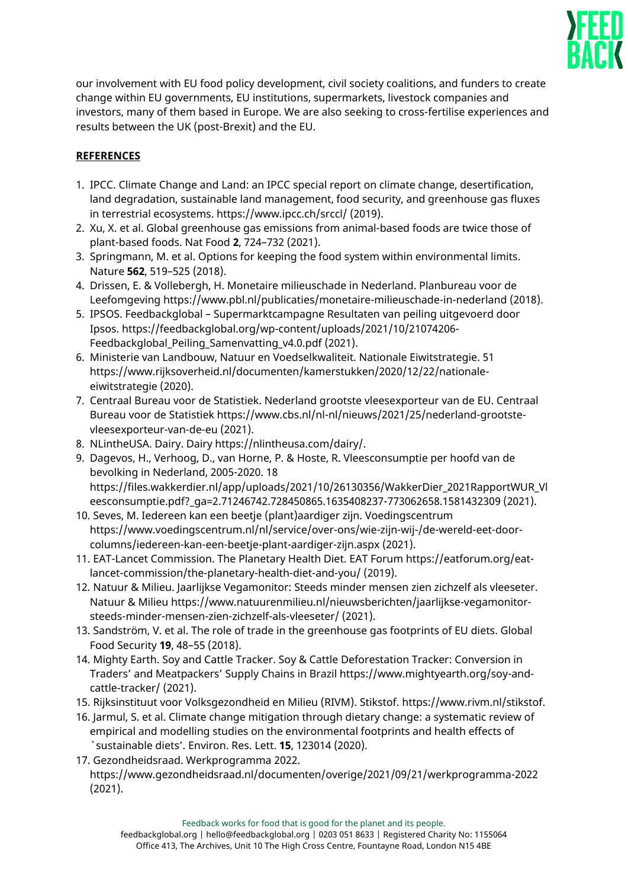our involvement with EU food policy development, civil society coalitions, and funders to create change within EU governments, EU institutions, supermarkets, livestock companies and investors, many of them based in Europe. We are also seeking to cross-fertilise experiences and results between the UK (post-Brexit) and the EU.

**REFERENCES**

1. IPCC. Climate Change and Land: an IPCC special report on climate change, desertification, land degradation, sustainable land management, food security, and greenhouse gas fluxes in terrestrial ecosystems. https://www.ipcc.ch/srccl/ (2019).
2. Xu, X. et al. Global greenhouse gas emissions from animal-based foods are twice those of plant-based foods. Nat Food **2**, 724–732 (2021).
3. Springmann, M. et al. Options for keeping the food system within environmental limits. Nature **562**, 519–525 (2018).
4. Drissen, E. & Vollebergh, H. Monetaire milieuschade in Nederland. Planbureau voor de Leefomgeving https://www.pbl.nl/publicaties/monetaire-milieuschade-in-nederland (2018).
5. IPSOS. Feedbackglobal – Supermarktcampagne Resultaten van peiling uitgevoerd door Ipsos. https://feedbackglobal.org/wp-content/uploads/2021/10/21074206-Feedbackglobal_Peiling_Samenvatting_v4.0.pdf (2021).
6. Ministerie van Landbouw, Natuur en Voedselkwaliteit. Nationale Eiwitstrategie. 51 https://www.rijksoverheid.nl/documenten/kamerstukken/2020/12/22/nationale-eiwitstrategie (2020).
7. Centraal Bureau voor de Statistiek. Nederland grootste vleesexporteur van de EU. Centraal Bureau voor de Statistiek https://www.cbs.nl/nl-nl/nieuws/2021/25/nederland-grootste-vleesexporteur-van-de-eu (2021).
8. NLintheUSA. Dairy. Dairy https://nlintheusa.com/dairy/.
9. Dagevos, H., Verhoog, D., van Horne, P. & Hoste, R. Vleesconsumptie per hoofd van de bevolking in Nederland, 2005-2020. 18 https://files.wakkerdier.nl/app/uploads/2021/10/26130356/WakkerDier_2021RapportWUR_Vleesconsumptie.pdf?_ga=2.71246742.728450865.1635408237-773062658.1581432309 (2021).
10. Seves, M. Iedereen kan een beetje (plant)aardiger zijn. Voedingscentrum https://www.voedingscentrum.nl/nl/service/over-ons/wie-zijn-wij-/de-wereld-eet-door-columns/iedereen-kan-een-beetje-plant-aardiger-zijn.aspx (2021).
11. EAT-Lancet Commission. The Planetary Health Diet. EAT Forum https://eatforum.org/eat-lancet-commission/the-planetary-health-diet-and-you/ (2019).
12. Natuur & Milieu. Jaarlijkse Vegamonitor: Steeds minder mensen zien zichzelf als vleeseter. Natuur & Milieu https://www.natuurenmilieu.nl/nieuwsberichten/jaarlijkse-vegamonitor-steeds-minder-mensen-zien-zichzelf-als-vleeseter/ (2021).
13. Sandström, V. et al. The role of trade in the greenhouse gas footprints of EU diets. Global Food Security **19**, 48–55 (2018).
14. Mighty Earth. Soy and Cattle Tracker. Soy & Cattle Deforestation Tracker: Conversion in Traders' and Meatpackers' Supply Chains in Brazil https://www.mightyearth.org/soy-and-cattle-tracker/ (2021).
15. Rijksinstituut voor Volksgezondheid en Milieu (RIVM). Stikstof. https://www.rivm.nl/stikstof.
16. Jarmul, S. et al. Climate change mitigation through dietary change: a systematic review of empirical and modelling studies on the environmental footprints and health effects of `sustainable diets'. Environ. Res. Lett. **15**, 123014 (2020).
17. Gezondheidsraad. Werkprogramma 2022. https://www.gezondheidsraad.nl/documenten/overige/2021/09/21/werkprogramma-2022 (2021).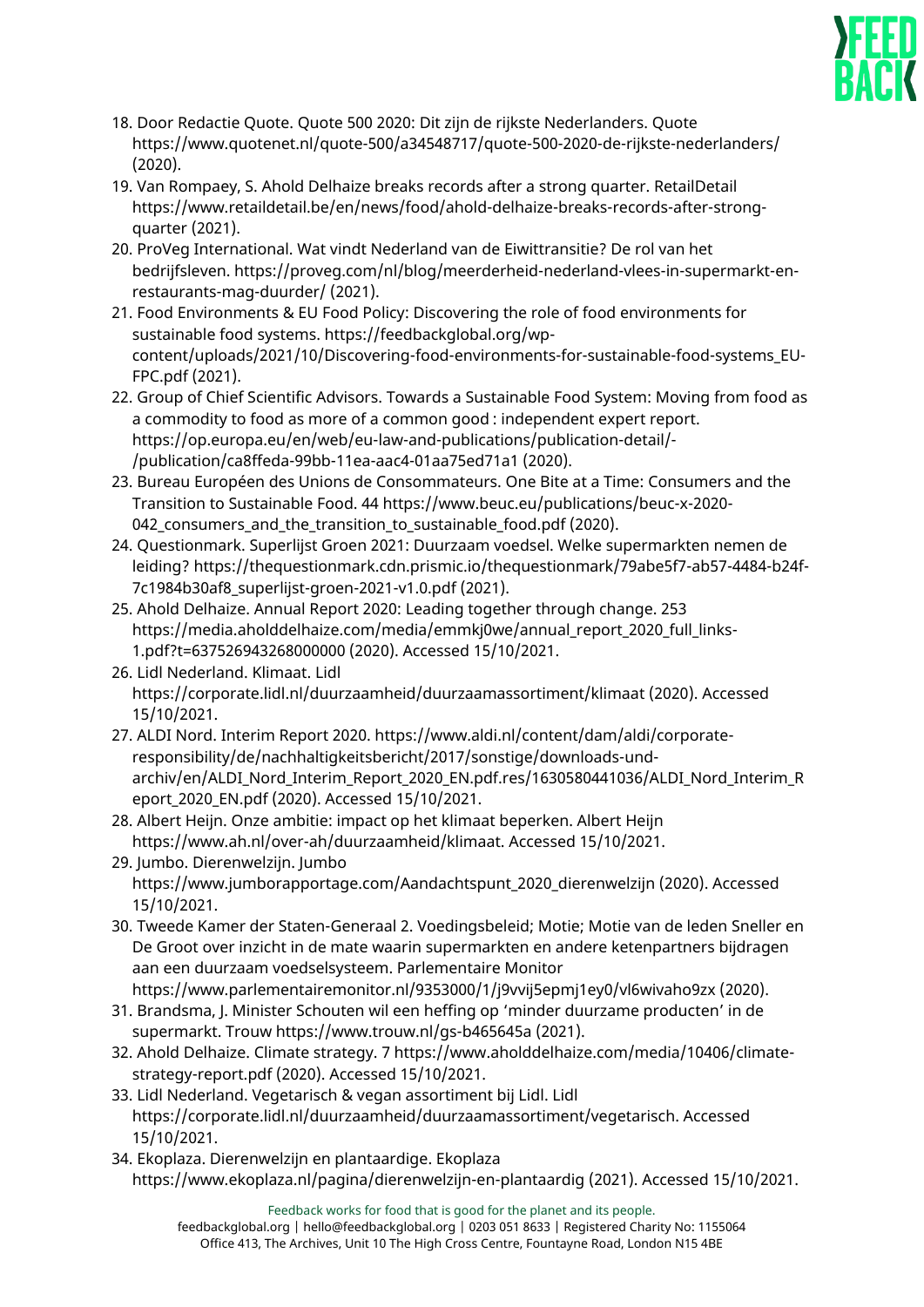18. Door Redactie Quote. Quote 500 2020: Dit zijn de rijkste Nederlanders. Quote https://www.quotenet.nl/quote-500/a34548717/quote-500-2020-de-rijkste-nederlanders/ (2020).
19. Van Rompaey, S. Ahold Delhaize breaks records after a strong quarter. RetailDetail https://www.retaildetail.be/en/news/food/ahold-delhaize-breaks-records-after-strong-quarter (2021).
20. ProVeg International. Wat vindt Nederland van de Eiwittransitie? De rol van het bedrijfsleven. https://proveg.com/nl/blog/meerderheid-nederland-vlees-in-supermarkt-en-restaurants-mag-duurder/ (2021).
21. Food Environments & EU Food Policy: Discovering the role of food environments for sustainable food systems. https://feedbackglobal.org/wp-content/uploads/2021/10/Discovering-food-environments-for-sustainable-food-systems_EU-FPC.pdf (2021).
22. Group of Chief Scientific Advisors. Towards a Sustainable Food System: Moving from food as a commodity to food as more of a common good : independent expert report. https://op.europa.eu/en/web/eu-law-and-publications/publication-detail/-/publication/ca8ffeda-99bb-11ea-aac4-01aa75ed71a1 (2020).
23. Bureau Européen des Unions de Consommateurs. One Bite at a Time: Consumers and the Transition to Sustainable Food. 44 https://www.beuc.eu/publications/beuc-x-2020-042_consumers_and_the_transition_to_sustainable_food.pdf (2020).
24. Questionmark. Superlijst Groen 2021: Duurzaam voedsel. Welke supermarkten nemen de leiding? https://thequestionmark.cdn.prismic.io/thequestionmark/79abe5f7-ab57-4484-b24f-7c1984b30af8_superlijst-groen-2021-v1.0.pdf (2021).
25. Ahold Delhaize. Annual Report 2020: Leading together through change. 253 https://media.aholddelhaize.com/media/emmkj0we/annual_report_2020_full_links-1.pdf?t=637526943268000000 (2020). Accessed 15/10/2021.
26. Lidl Nederland. Klimaat. Lidl https://corporate.lidl.nl/duurzaamheid/duurzaamassortiment/klimaat (2020). Accessed 15/10/2021.
27. ALDI Nord. Interim Report 2020. https://www.aldi.nl/content/dam/aldi/corporate-responsibility/de/nachhaltigkeitsbericht/2017/sonstige/downloads-und-archiv/en/ALDI_Nord_Interim_Report_2020_EN.pdf.res/1630580441036/ALDI_Nord_Interim_Report_2020_EN.pdf (2020). Accessed 15/10/2021.
28. Albert Heijn. Onze ambitie: impact op het klimaat beperken. Albert Heijn https://www.ah.nl/over-ah/duurzaamheid/klimaat. Accessed 15/10/2021.
29. Jumbo. Dierenwelzijn. Jumbo https://www.jumborapportage.com/Aandachtspunt_2020_dierenwelzijn (2020). Accessed 15/10/2021.
30. Tweede Kamer der Staten-Generaal 2. Voedingsbeleid; Motie; Motie van de leden Sneller en De Groot over inzicht in de mate waarin supermarkten en andere ketenpartners bijdragen aan een duurzaam voedselsysteem. Parlementaire Monitor https://www.parlementairemonitor.nl/9353000/1/j9vvij5epmj1ey0/vl6wivaho9zx (2020).
31. Brandsma, J. Minister Schouten wil een heffing op 'minder duurzame producten' in de supermarkt. Trouw https://www.trouw.nl/gs-b465645a (2021).
32. Ahold Delhaize. Climate strategy. 7 https://www.aholddelhaize.com/media/10406/climate-strategy-report.pdf (2020). Accessed 15/10/2021.
33. Lidl Nederland. Vegetarisch & vegan assortiment bij Lidl. Lidl https://corporate.lidl.nl/duurzaamheid/duurzaamassortiment/vegetarisch. Accessed 15/10/2021.
34. Ekoplaza. Dierenwelzijn en plantaardige. Ekoplaza https://www.ekoplaza.nl/pagina/dierenwelzijn-en-plantaardig (2021). Accessed 15/10/2021.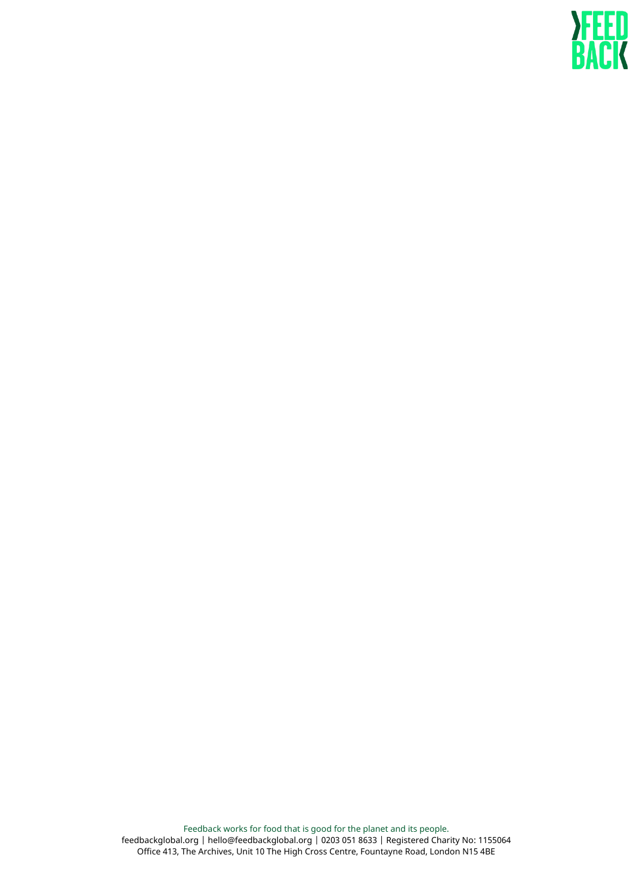Feedback works for food that is good for the planet and its people.

feedbackglobal.org | hello@feedbackglobal.org | 0203 051 8633 | Registered Charity No: 1155064

Office 413, The Archives, Unit 10 The High Cross Centre, Fountayne Road, London N15 4BE